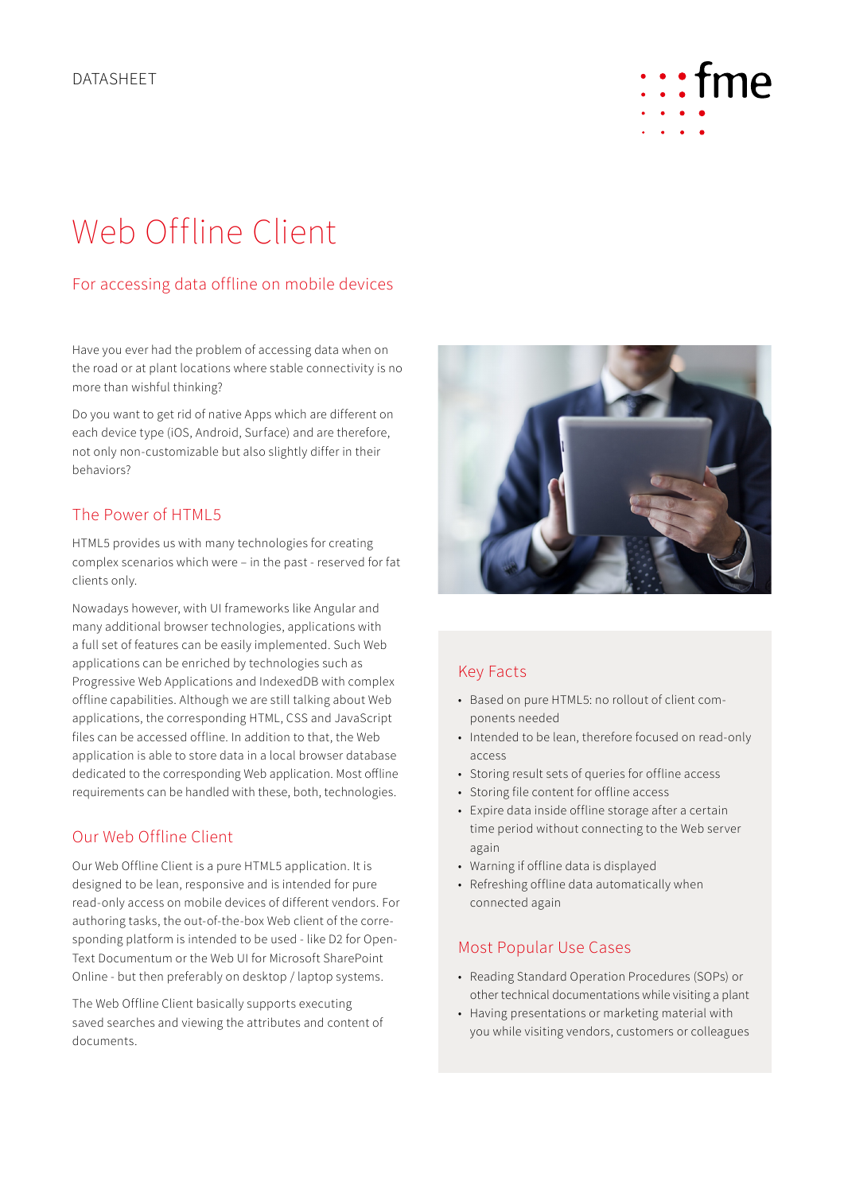DATASHEET

# Web Offline Client

## For accessing data offline on mobile devices

Have you ever had the problem of accessing data when on the road or at plant locations where stable connectivity is no more than wishful thinking?

Do you want to get rid of native Apps which are different on each device type (iOS, Android, Surface) and are therefore, not only non-customizable but also slightly differ in their behaviors?

### The Power of HTML5

HTML5 provides us with many technologies for creating complex scenarios which were – in the past - reserved for fat clients only.

Nowadays however, with UI frameworks like Angular and many additional browser technologies, applications with a full set of features can be easily implemented. Such Web applications can be enriched by technologies such as Progressive Web Applications and IndexedDB with complex offline capabilities. Although we are still talking about Web applications, the corresponding HTML, CSS and JavaScript files can be accessed offline. In addition to that, the Web application is able to store data in a local browser database dedicated to the corresponding Web application. Most offline requirements can be handled with these, both, technologies.

### Our Web Offline Client

Our Web Offline Client is a pure HTML5 application. It is designed to be lean, responsive and is intended for pure read-only access on mobile devices of different vendors. For authoring tasks, the out-of-the-box Web client of the corresponding platform is intended to be used - like D2 for OpenText Documentum or the Web UI for Microsoft SharePoint Online - but then preferably on desktop / laptop systems.

The Web Offline Client basically supports executing saved searches and viewing the attributes and content of documents.

### Key Facts

- Based on pure HTML5: no rollout of client components needed
- Intended to be lean, therefore focused on read-only access
- Storing result sets of queries for offline access
- Storing file content for offline access
- Expire data inside offline storage after a certain time period without connecting to the Web server again
- Warning if offline data is displayed
- Refreshing offline data automatically when connected again

### Most Popular Use Cases

- Reading Standard Operation Procedures (SOPs) or other technical documentations while visiting a plant
- Having presentations or marketing material with you while visiting vendors, customers or colleagues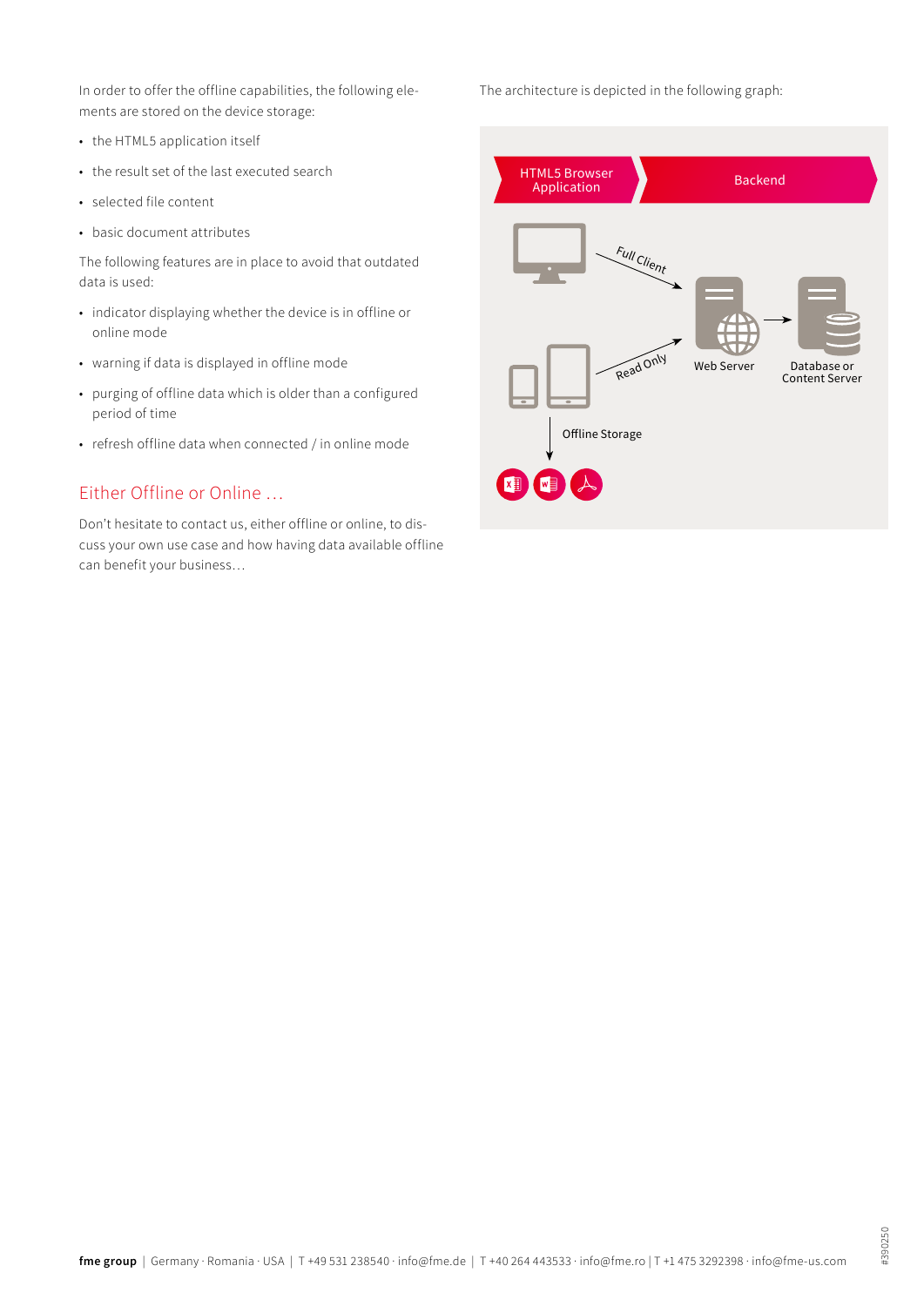In order to offer the offline capabilities, the following elements are stored on the device storage:

- the HTML5 application itself
- the result set of the last executed search
- selected file content
- basic document attributes

The following features are in place to avoid that outdated data is used:

- indicator displaying whether the device is in offline or online mode
- warning if data is displayed in offline mode
- purging of offline data which is older than a configured period of time
- refresh offline data when connected / in online mode

## Either Offline or Online …

Don't hesitate to contact us, either offline or online, to discuss your own use case and how having data available offline can benefit your business…

The architecture is depicted in the following graph:

HTML5 Browser Application

Backend

Full Client

Read Only

Web Server

Database or Content Server

Offline Storage

**fme group** | Germany · Romania · USA | T +49 531 238540 · info@fme.de | T +40 264 443533 · info@fme.ro | T +1 475 3292398 · info@fme-us.com

#390250